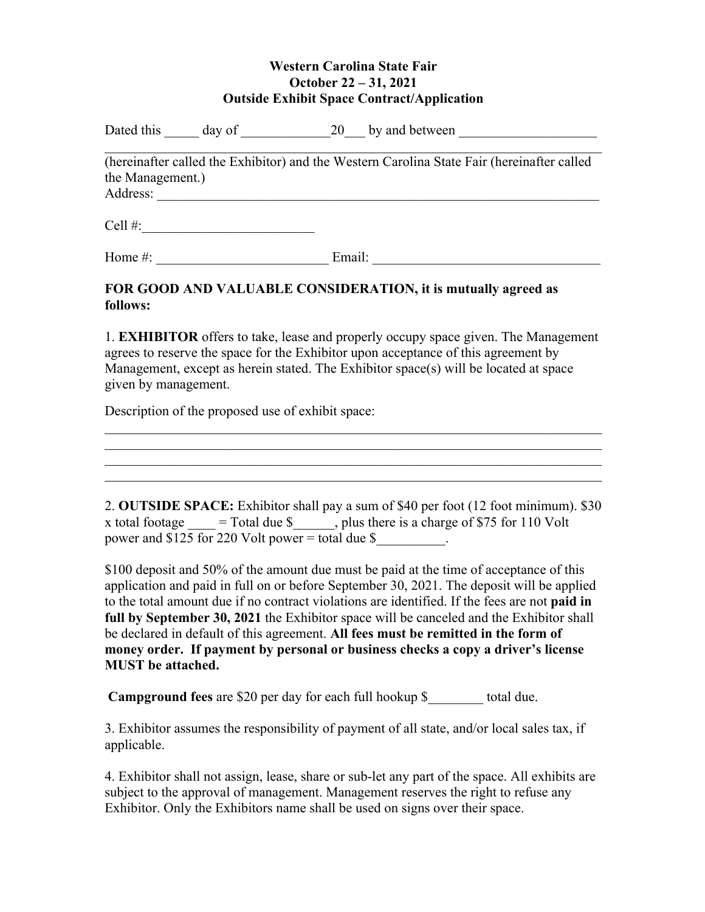**Western Carolina State Fair**
**October 22 – 31, 2021**
**Outside Exhibit Space Contract/Application**

Dated this _____ day of _____________20___ by and between ____________________
__________________________________________________________________________
(hereinafter called the Exhibitor) and the Western Carolina State Fair (hereinafter called the Management.)
Address: ____________________________________________________________________

Cell #:_________________________

Home #: _________________________ Email: _________________________________

**FOR GOOD AND VALUABLE CONSIDERATION, it is mutually agreed as follows:**

1. **EXHIBITOR** offers to take, lease and properly occupy space given. The Management agrees to reserve the space for the Exhibitor upon acceptance of this agreement by Management, except as herein stated. The Exhibitor space(s) will be located at space given by management.

Description of the proposed use of exhibit space:
__________________________________________________________________________
__________________________________________________________________________
__________________________________________________________________________
__________________________________________________________________________

2. **OUTSIDE SPACE:** Exhibitor shall pay a sum of $40 per foot (12 foot minimum). $30 x total footage ____ = Total due $______, plus there is a charge of $75 for 110 Volt power and $125 for 220 Volt power = total due $__________.

$100 deposit and 50% of the amount due must be paid at the time of acceptance of this application and paid in full on or before September 30, 2021. The deposit will be applied to the total amount due if no contract violations are identified. If the fees are not **paid in full by September 30, 2021** the Exhibitor space will be canceled and the Exhibitor shall be declared in default of this agreement. **All fees must be remitted in the form of money order. If payment by personal or business checks a copy a driver's license MUST be attached.**

**Campground fees** are $20 per day for each full hookup $________ total due.

3. Exhibitor assumes the responsibility of payment of all state, and/or local sales tax, if applicable.

4. Exhibitor shall not assign, lease, share or sub-let any part of the space. All exhibits are subject to the approval of management. Management reserves the right to refuse any Exhibitor. Only the Exhibitors name shall be used on signs over their space.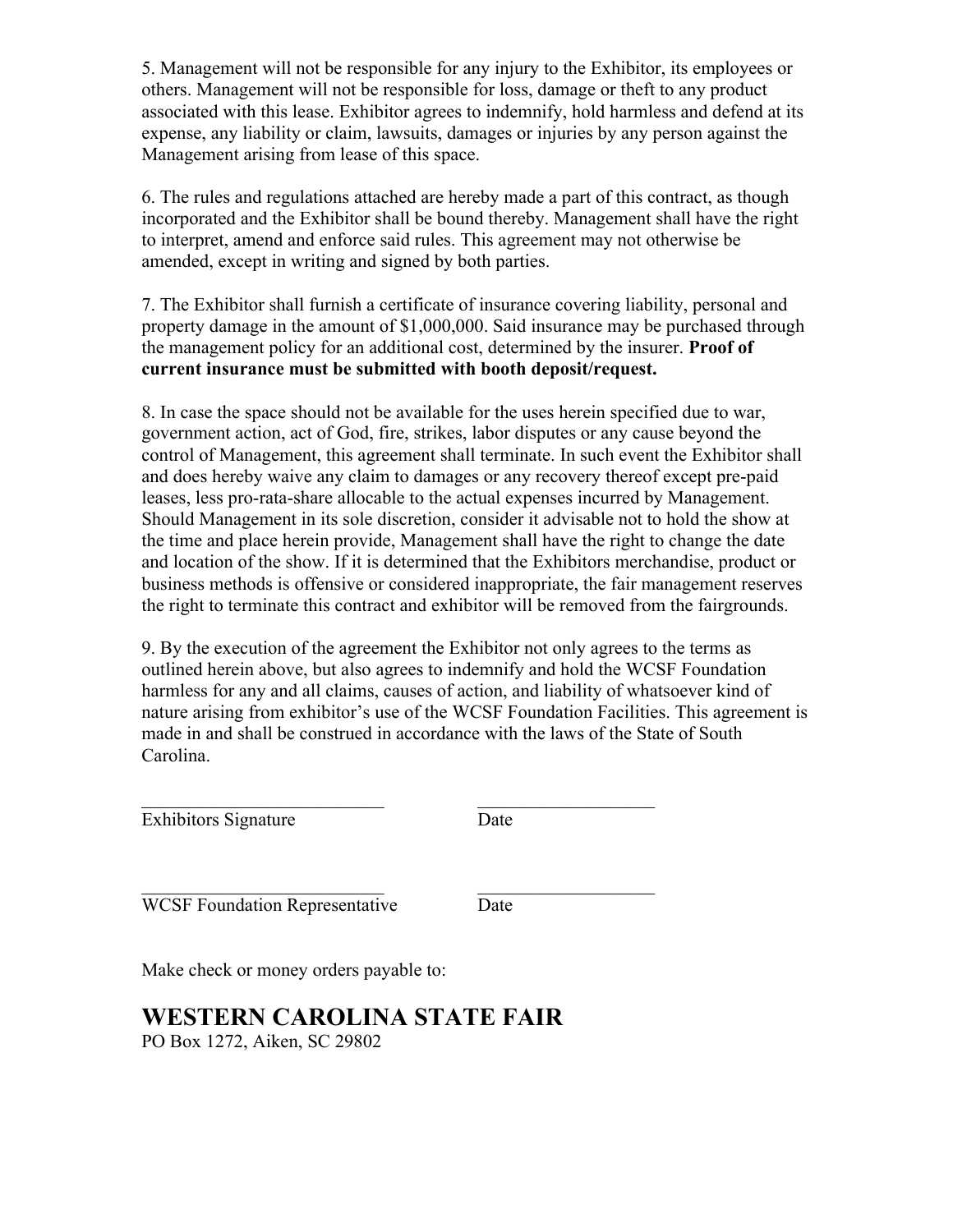5. Management will not be responsible for any injury to the Exhibitor, its employees or others. Management will not be responsible for loss, damage or theft to any product associated with this lease. Exhibitor agrees to indemnify, hold harmless and defend at its expense, any liability or claim, lawsuits, damages or injuries by any person against the Management arising from lease of this space.

6. The rules and regulations attached are hereby made a part of this contract, as though incorporated and the Exhibitor shall be bound thereby. Management shall have the right to interpret, amend and enforce said rules. This agreement may not otherwise be amended, except in writing and signed by both parties.

7. The Exhibitor shall furnish a certificate of insurance covering liability, personal and property damage in the amount of $1,000,000. Said insurance may be purchased through the management policy for an additional cost, determined by the insurer. **Proof of current insurance must be submitted with booth deposit/request.**

8. In case the space should not be available for the uses herein specified due to war, government action, act of God, fire, strikes, labor disputes or any cause beyond the control of Management, this agreement shall terminate. In such event the Exhibitor shall and does hereby waive any claim to damages or any recovery thereof except pre-paid leases, less pro-rata-share allocable to the actual expenses incurred by Management. Should Management in its sole discretion, consider it advisable not to hold the show at the time and place herein provide, Management shall have the right to change the date and location of the show. If it is determined that the Exhibitors merchandise, product or business methods is offensive or considered inappropriate, the fair management reserves the right to terminate this contract and exhibitor will be removed from the fairgrounds.

9. By the execution of the agreement the Exhibitor not only agrees to the terms as outlined herein above, but also agrees to indemnify and hold the WCSF Foundation harmless for any and all claims, causes of action, and liability of whatsoever kind of nature arising from exhibitor's use of the WCSF Foundation Facilities. This agreement is made in and shall be construed in accordance with the laws of the State of South Carolina.

___________________________ ____________________

Exhibitors Signature Date

___________________________ ____________________

WCSF Foundation Representative Date

Make check or money orders payable to:

# WESTERN CAROLINA STATE FAIR

PO Box 1272, Aiken, SC 29802